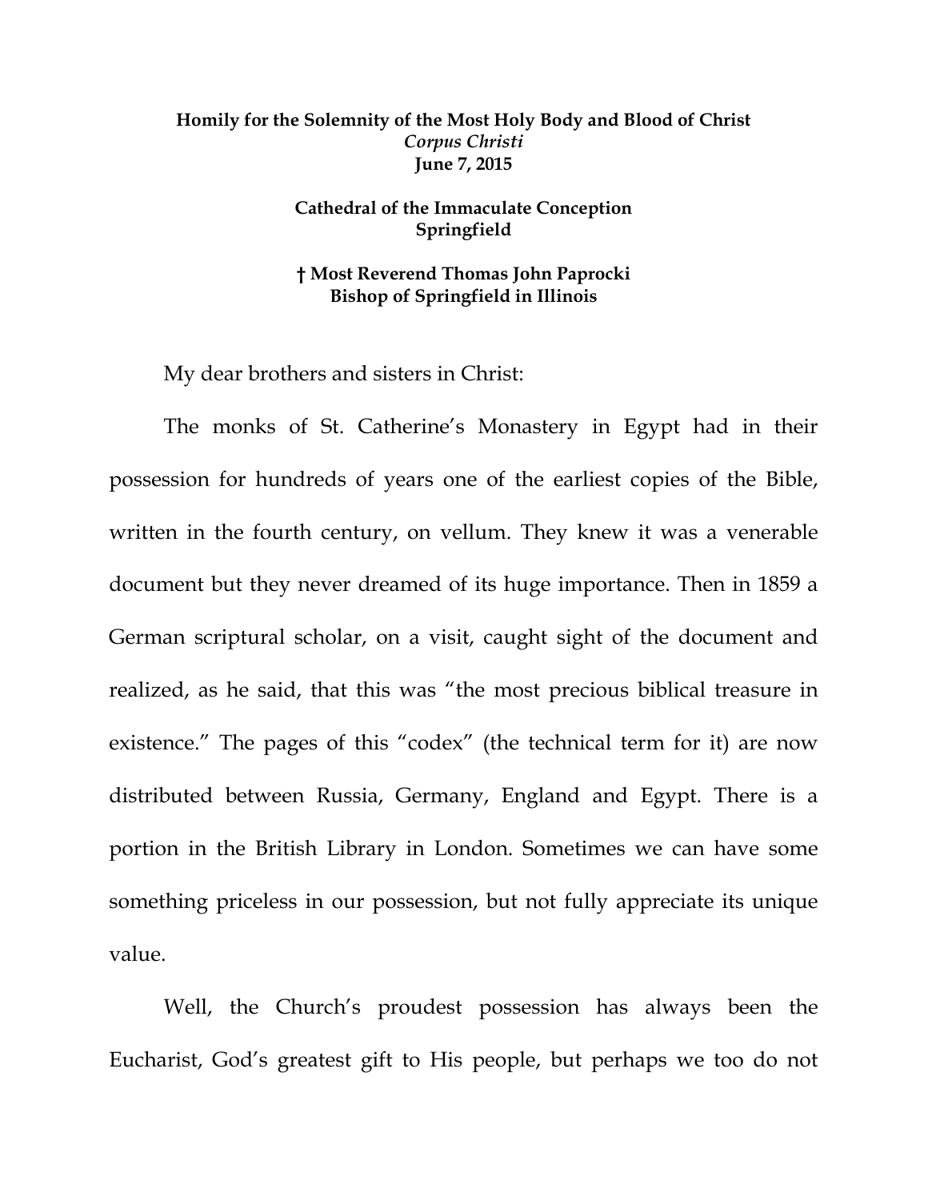**Homily for the Solemnity of the Most Holy Body and Blood of Christ**
***Corpus Christi***
**June 7, 2015**

**Cathedral of the Immaculate Conception**
**Springfield**

**† Most Reverend Thomas John Paprocki**
**Bishop of Springfield in Illinois**

My dear brothers and sisters in Christ:

The monks of St. Catherine's Monastery in Egypt had in their possession for hundreds of years one of the earliest copies of the Bible, written in the fourth century, on vellum. They knew it was a venerable document but they never dreamed of its huge importance. Then in 1859 a German scriptural scholar, on a visit, caught sight of the document and realized, as he said, that this was "the most precious biblical treasure in existence." The pages of this "codex" (the technical term for it) are now distributed between Russia, Germany, England and Egypt. There is a portion in the British Library in London. Sometimes we can have some something priceless in our possession, but not fully appreciate its unique value.

Well, the Church's proudest possession has always been the Eucharist, God's greatest gift to His people, but perhaps we too do not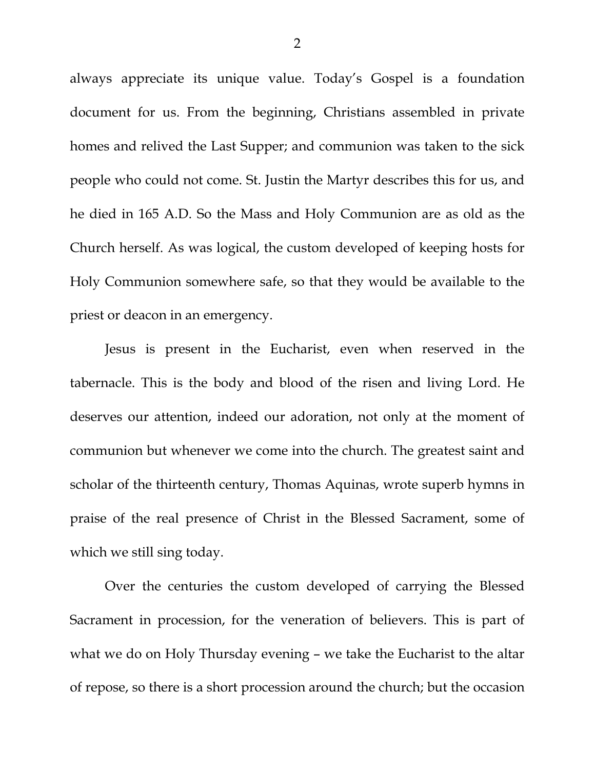always appreciate its unique value. Today's Gospel is a foundation document for us. From the beginning, Christians assembled in private homes and relived the Last Supper; and communion was taken to the sick people who could not come. St. Justin the Martyr describes this for us, and he died in 165 A.D. So the Mass and Holy Communion are as old as the Church herself. As was logical, the custom developed of keeping hosts for Holy Communion somewhere safe, so that they would be available to the priest or deacon in an emergency.

Jesus is present in the Eucharist, even when reserved in the tabernacle. This is the body and blood of the risen and living Lord. He deserves our attention, indeed our adoration, not only at the moment of communion but whenever we come into the church. The greatest saint and scholar of the thirteenth century, Thomas Aquinas, wrote superb hymns in praise of the real presence of Christ in the Blessed Sacrament, some of which we still sing today.

Over the centuries the custom developed of carrying the Blessed Sacrament in procession, for the veneration of believers. This is part of what we do on Holy Thursday evening – we take the Eucharist to the altar of repose, so there is a short procession around the church; but the occasion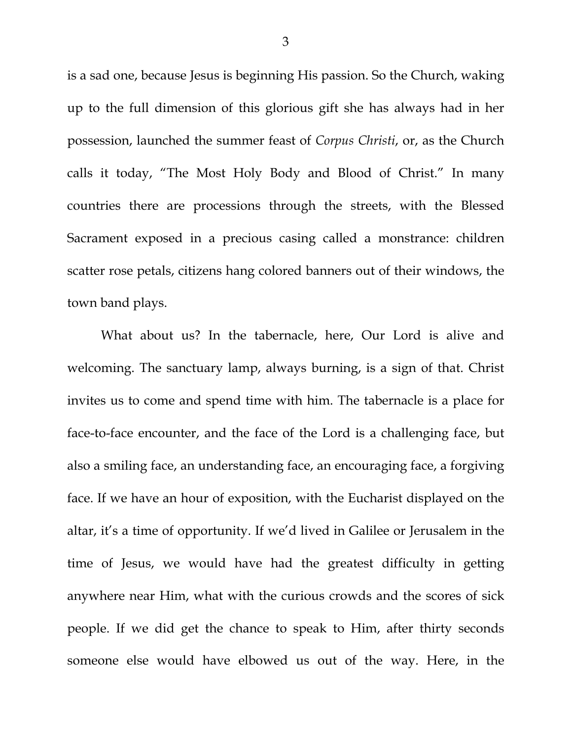is a sad one, because Jesus is beginning His passion. So the Church, waking up to the full dimension of this glorious gift she has always had in her possession, launched the summer feast of *Corpus Christi*, or, as the Church calls it today, "The Most Holy Body and Blood of Christ." In many countries there are processions through the streets, with the Blessed Sacrament exposed in a precious casing called a monstrance: children scatter rose petals, citizens hang colored banners out of their windows, the town band plays.

What about us? In the tabernacle, here, Our Lord is alive and welcoming. The sanctuary lamp, always burning, is a sign of that. Christ invites us to come and spend time with him. The tabernacle is a place for face-to-face encounter, and the face of the Lord is a challenging face, but also a smiling face, an understanding face, an encouraging face, a forgiving face. If we have an hour of exposition, with the Eucharist displayed on the altar, it's a time of opportunity. If we'd lived in Galilee or Jerusalem in the time of Jesus, we would have had the greatest difficulty in getting anywhere near Him, what with the curious crowds and the scores of sick people. If we did get the chance to speak to Him, after thirty seconds someone else would have elbowed us out of the way. Here, in the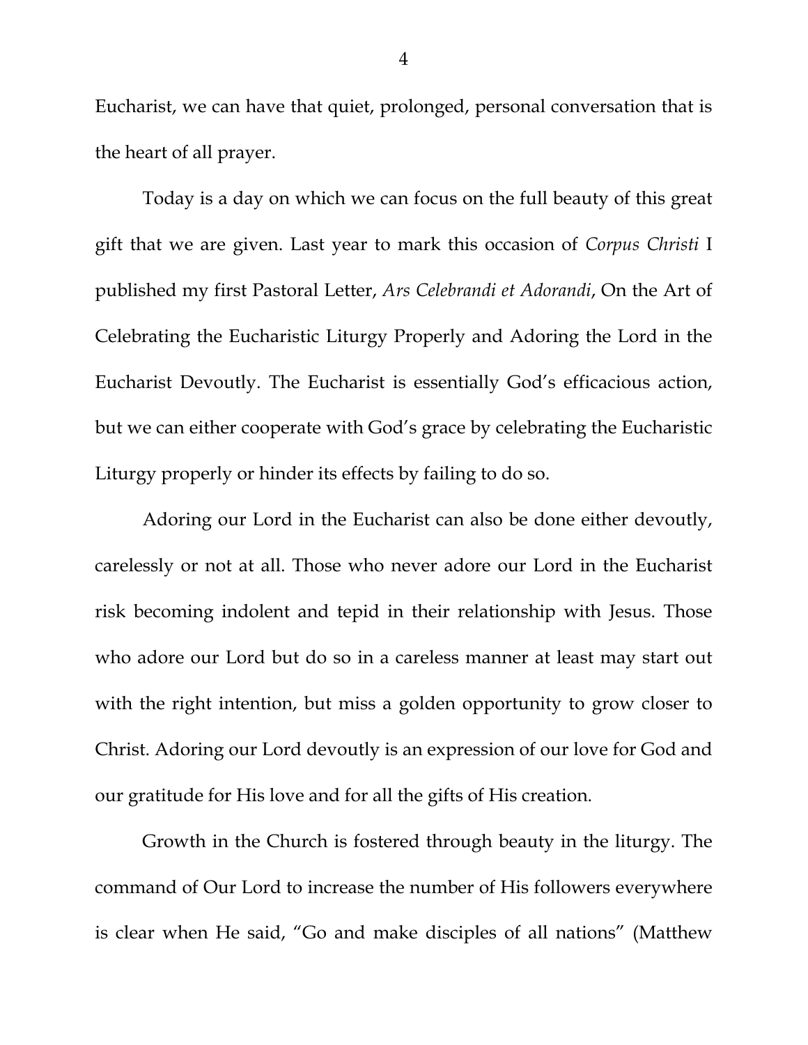Eucharist, we can have that quiet, prolonged, personal conversation that is the heart of all prayer.

Today is a day on which we can focus on the full beauty of this great gift that we are given. Last year to mark this occasion of *Corpus Christi* I published my first Pastoral Letter, *Ars Celebrandi et Adorandi*, On the Art of Celebrating the Eucharistic Liturgy Properly and Adoring the Lord in the Eucharist Devoutly. The Eucharist is essentially God's efficacious action, but we can either cooperate with God's grace by celebrating the Eucharistic Liturgy properly or hinder its effects by failing to do so.

Adoring our Lord in the Eucharist can also be done either devoutly, carelessly or not at all. Those who never adore our Lord in the Eucharist risk becoming indolent and tepid in their relationship with Jesus. Those who adore our Lord but do so in a careless manner at least may start out with the right intention, but miss a golden opportunity to grow closer to Christ. Adoring our Lord devoutly is an expression of our love for God and our gratitude for His love and for all the gifts of His creation.

Growth in the Church is fostered through beauty in the liturgy. The command of Our Lord to increase the number of His followers everywhere is clear when He said, "Go and make disciples of all nations" (Matthew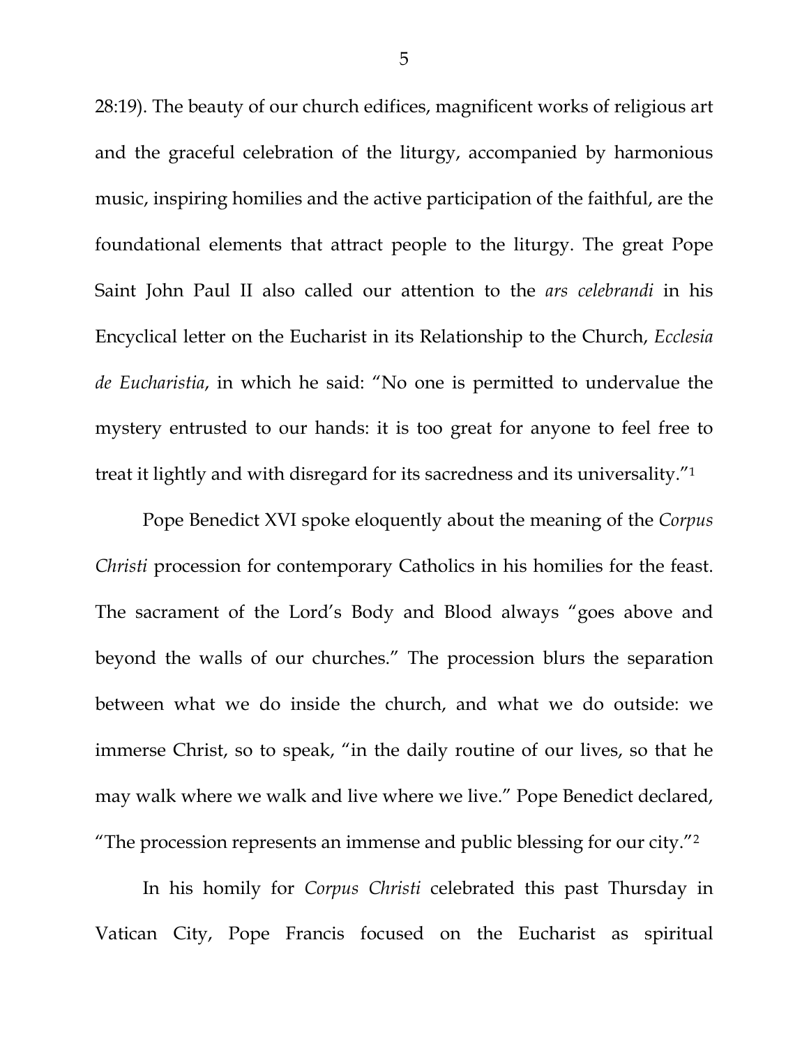28:19). The beauty of our church edifices, magnificent works of religious art and the graceful celebration of the liturgy, accompanied by harmonious music, inspiring homilies and the active participation of the faithful, are the foundational elements that attract people to the liturgy. The great Pope Saint John Paul II also called our attention to the *ars celebrandi* in his Encyclical letter on the Eucharist in its Relationship to the Church, *Ecclesia de Eucharistia*, in which he said: "No one is permitted to undervalue the mystery entrusted to our hands: it is too great for anyone to feel free to treat it lightly and with disregard for its sacredness and its universality."[1]

Pope Benedict XVI spoke eloquently about the meaning of the *Corpus Christi* procession for contemporary Catholics in his homilies for the feast. The sacrament of the Lord's Body and Blood always "goes above and beyond the walls of our churches." The procession blurs the separation between what we do inside the church, and what we do outside: we immerse Christ, so to speak, "in the daily routine of our lives, so that he may walk where we walk and live where we live." Pope Benedict declared, "The procession represents an immense and public blessing for our city."[2]

In his homily for *Corpus Christi* celebrated this past Thursday in Vatican City, Pope Francis focused on the Eucharist as spiritual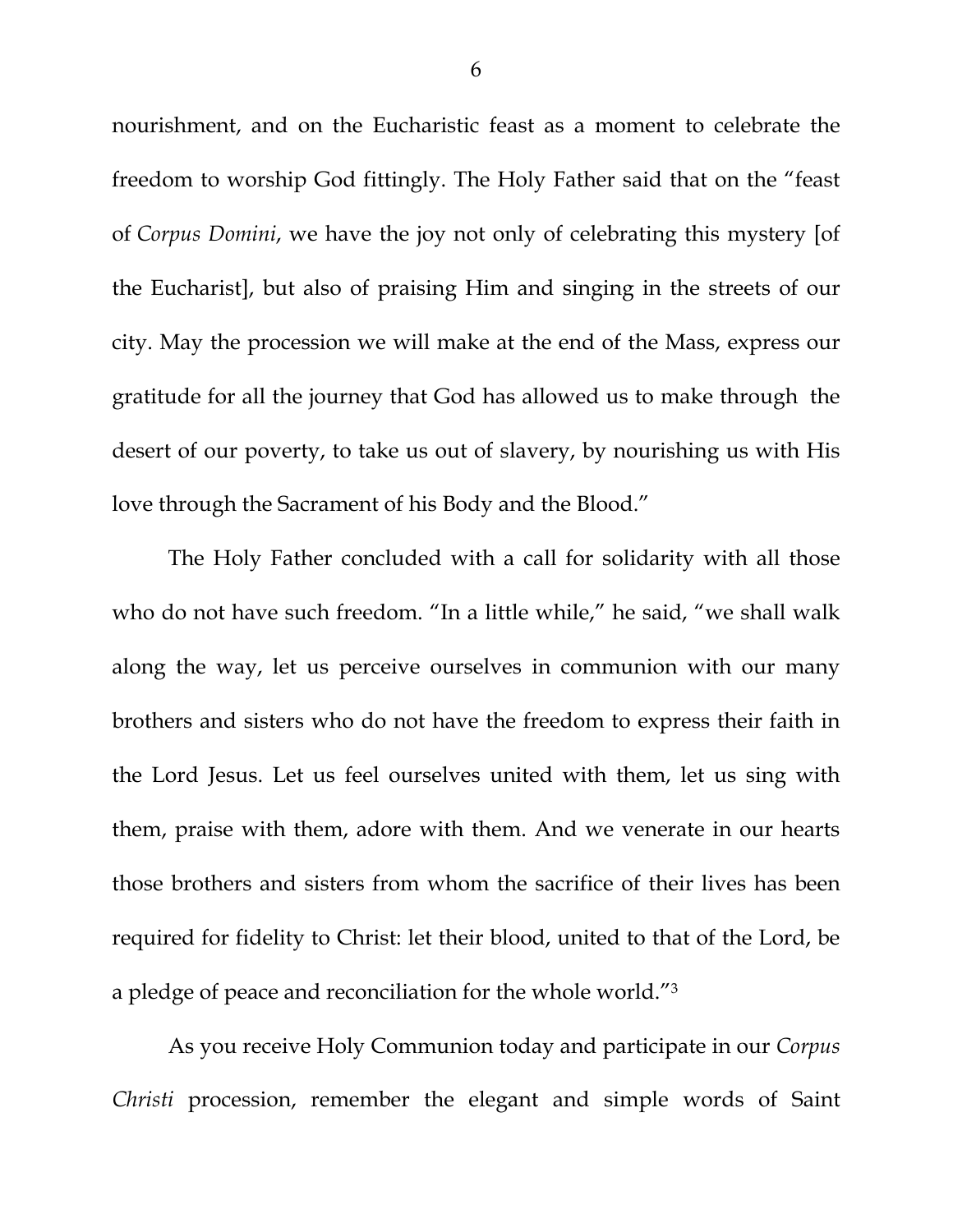nourishment, and on the Eucharistic feast as a moment to celebrate the freedom to worship God fittingly. The Holy Father said that on the "feast of *Corpus Domini*, we have the joy not only of celebrating this mystery [of the Eucharist], but also of praising Him and singing in the streets of our city. May the procession we will make at the end of the Mass, express our gratitude for all the journey that God has allowed us to make through the desert of our poverty, to take us out of slavery, by nourishing us with His love through the Sacrament of his Body and the Blood."

The Holy Father concluded with a call for solidarity with all those who do not have such freedom. "In a little while," he said, "we shall walk along the way, let us perceive ourselves in communion with our many brothers and sisters who do not have the freedom to express their faith in the Lord Jesus. Let us feel ourselves united with them, let us sing with them, praise with them, adore with them. And we venerate in our hearts those brothers and sisters from whom the sacrifice of their lives has been required for fidelity to Christ: let their blood, united to that of the Lord, be a pledge of peace and reconciliation for the whole world."[3]

As you receive Holy Communion today and participate in our *Corpus Christi* procession, remember the elegant and simple words of Saint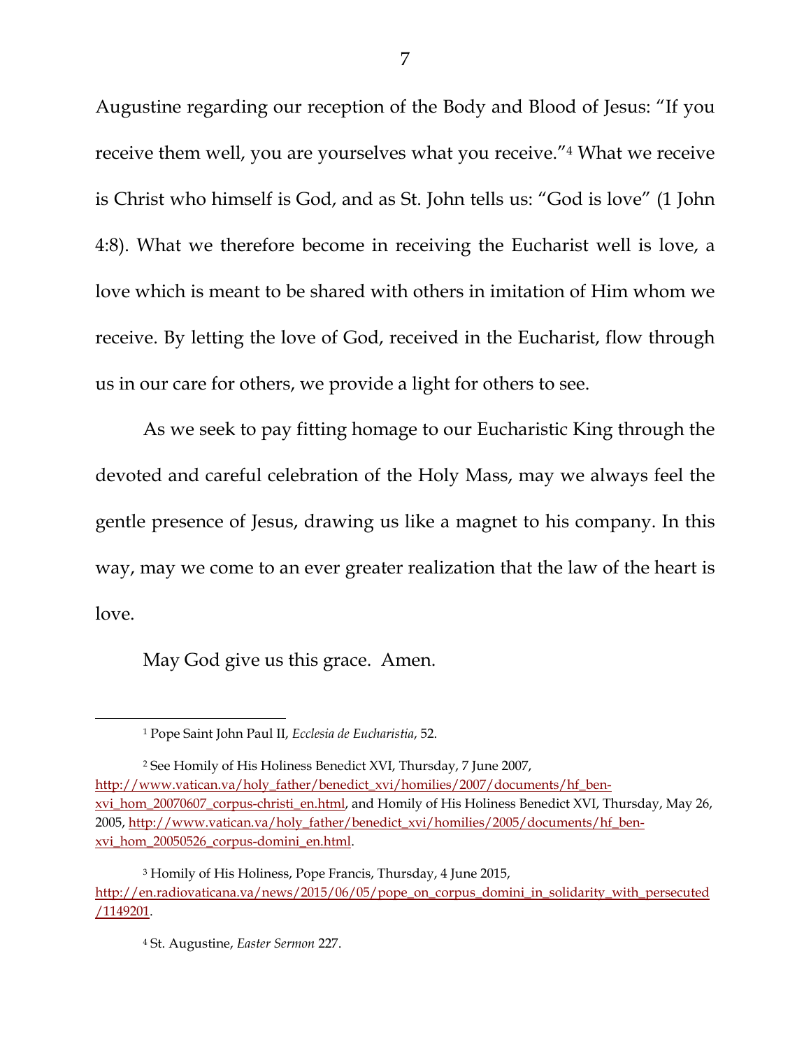Augustine regarding our reception of the Body and Blood of Jesus: "If you receive them well, you are yourselves what you receive."[4] What we receive is Christ who himself is God, and as St. John tells us: "God is love" (1 John 4:8). What we therefore become in receiving the Eucharist well is love, a love which is meant to be shared with others in imitation of Him whom we receive. By letting the love of God, received in the Eucharist, flow through us in our care for others, we provide a light for others to see.

As we seek to pay fitting homage to our Eucharistic King through the devoted and careful celebration of the Holy Mass, may we always feel the gentle presence of Jesus, drawing us like a magnet to his company. In this way, may we come to an ever greater realization that the law of the heart is love.

May God give us this grace. Amen.

---

[1] Pope Saint John Paul II, *Ecclesia de Eucharistia*, 52.

[2] See Homily of His Holiness Benedict XVI, Thursday, 7 June 2007, http://www.vatican.va/holy_father/benedict_xvi/homilies/2007/documents/hf_ben-xvi_hom_20070607_corpus-christi_en.html, and Homily of His Holiness Benedict XVI, Thursday, May 26, 2005, http://www.vatican.va/holy_father/benedict_xvi/homilies/2005/documents/hf_ben-xvi_hom_20050526_corpus-domini_en.html.

[3] Homily of His Holiness, Pope Francis, Thursday, 4 June 2015, http://en.radiovaticana.va/news/2015/06/05/pope_on_corpus_domini_in_solidarity_with_persecuted/1149201.

[4] St. Augustine, *Easter Sermon* 227.